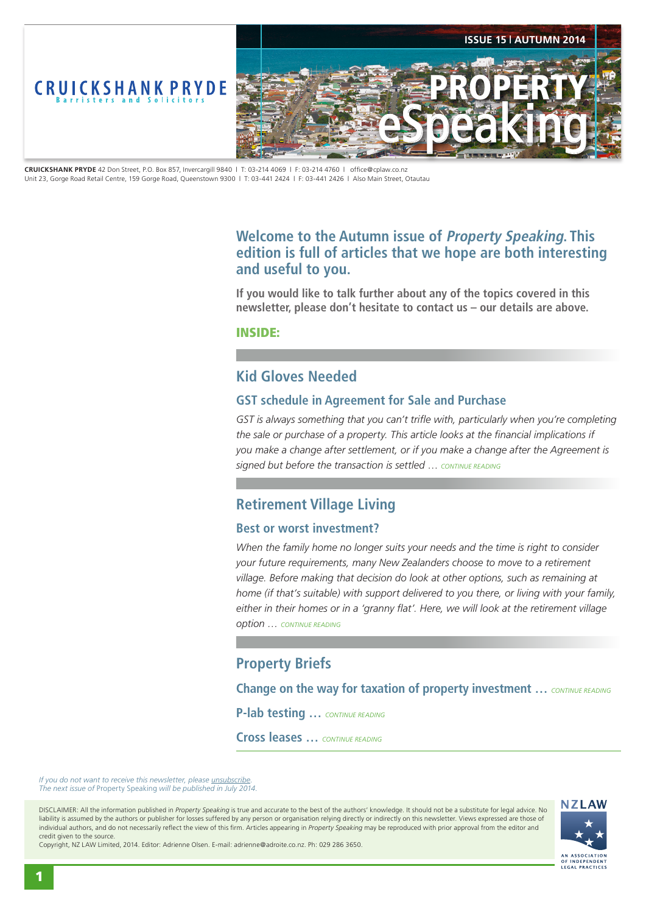CRUICKSHANK PRYDE
Barristers and Solicitors

ISSUE 15 | AUTUMN 2014

# PROPERTY eSpeaking

**CRUICKSHANK PRYDE** 42 Don Street, P.O. Box 857, Invercargill 9840 | T: 03-214 4069 | F: 03-214 4760 | office@cplaw.co.nz
Unit 23, Gorge Road Retail Centre, 159 Gorge Road, Queenstown 9300 | T: 03-441 2424 | F: 03-441 2426 | Also Main Street, Otautau

## Welcome to the Autumn issue of *Property Speaking*. This edition is full of articles that we hope are both interesting and useful to you.

**If you would like to talk further about any of the topics covered in this newsletter, please don't hesitate to contact us – our details are above.**

**INSIDE:**

## Kid Gloves Needed

### GST schedule in Agreement for Sale and Purchase

*GST is always something that you can't trifle with, particularly when you're completing the sale or purchase of a property. This article looks at the financial implications if you make a change after settlement, or if you make a change after the Agreement is signed but before the transaction is settled …* CONTINUE READING

## Retirement Village Living

### Best or worst investment?

*When the family home no longer suits your needs and the time is right to consider your future requirements, many New Zealanders choose to move to a retirement village. Before making that decision do look at other options, such as remaining at home (if that's suitable) with support delivered to you there, or living with your family, either in their homes or in a 'granny flat'. Here, we will look at the retirement village option …* CONTINUE READING

## Property Briefs

**Change on the way for taxation of property investment …** CONTINUE READING

**P-lab testing …** CONTINUE READING

**Cross leases …** CONTINUE READING

*If you do not want to receive this newsletter, please unsubscribe.*
*The next issue of* Property Speaking *will be published in July 2014.*

DISCLAIMER: All the information published in *Property Speaking* is true and accurate to the best of the authors' knowledge. It should not be a substitute for legal advice. No liability is assumed by the authors or publisher for losses suffered by any person or organisation relying directly or indirectly on this newsletter. Views expressed are those of individual authors, and do not necessarily reflect the view of this firm. Articles appearing in *Property Speaking* may be reproduced with prior approval from the editor and credit given to the source.
Copyright, NZ LAW Limited, 2014. Editor: Adrienne Olsen. E-mail: adrienne@adroite.co.nz. Ph: 029 286 3650.

NZLAW
AN ASSOCIATION OF INDEPENDENT LEGAL PRACTICES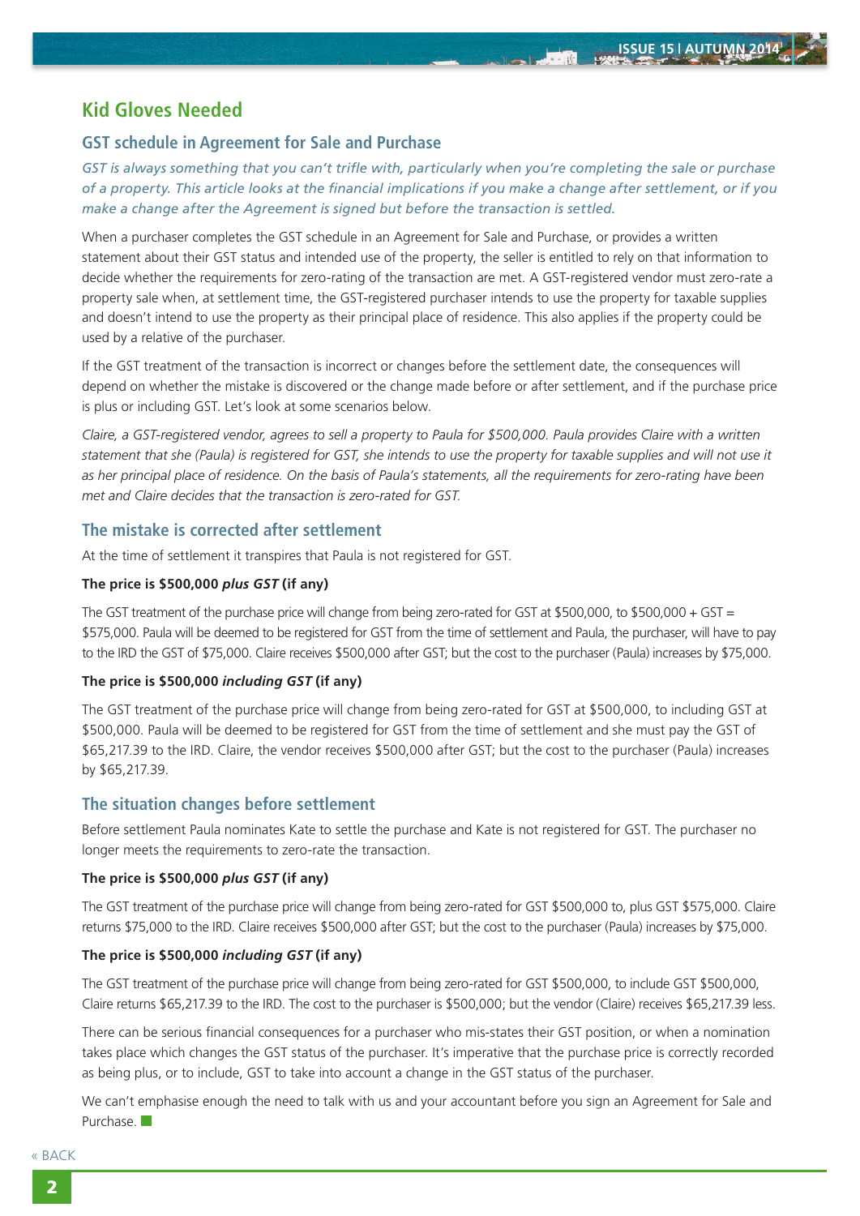## Kid Gloves Needed

### GST schedule in Agreement for Sale and Purchase

*GST is always something that you can't trifle with, particularly when you're completing the sale or purchase of a property. This article looks at the financial implications if you make a change after settlement, or if you make a change after the Agreement is signed but before the transaction is settled.*

When a purchaser completes the GST schedule in an Agreement for Sale and Purchase, or provides a written statement about their GST status and intended use of the property, the seller is entitled to rely on that information to decide whether the requirements for zero-rating of the transaction are met. A GST-registered vendor must zero-rate a property sale when, at settlement time, the GST-registered purchaser intends to use the property for taxable supplies and doesn't intend to use the property as their principal place of residence. This also applies if the property could be used by a relative of the purchaser.

If the GST treatment of the transaction is incorrect or changes before the settlement date, the consequences will depend on whether the mistake is discovered or the change made before or after settlement, and if the purchase price is plus or including GST. Let's look at some scenarios below.

*Claire, a GST-registered vendor, agrees to sell a property to Paula for $500,000. Paula provides Claire with a written statement that she (Paula) is registered for GST, she intends to use the property for taxable supplies and will not use it as her principal place of residence. On the basis of Paula's statements, all the requirements for zero-rating have been met and Claire decides that the transaction is zero-rated for GST.*

### The mistake is corrected after settlement

At the time of settlement it transpires that Paula is not registered for GST.

**The price is $500,000 *plus GST* (if any)**

The GST treatment of the purchase price will change from being zero-rated for GST at $500,000, to $500,000 + GST = $575,000. Paula will be deemed to be registered for GST from the time of settlement and Paula, the purchaser, will have to pay to the IRD the GST of $75,000. Claire receives $500,000 after GST; but the cost to the purchaser (Paula) increases by $75,000.

**The price is $500,000 *including GST* (if any)**

The GST treatment of the purchase price will change from being zero-rated for GST at $500,000, to including GST at $500,000. Paula will be deemed to be registered for GST from the time of settlement and she must pay the GST of $65,217.39 to the IRD. Claire, the vendor receives $500,000 after GST; but the cost to the purchaser (Paula) increases by $65,217.39.

### The situation changes before settlement

Before settlement Paula nominates Kate to settle the purchase and Kate is not registered for GST. The purchaser no longer meets the requirements to zero-rate the transaction.

**The price is $500,000 *plus GST* (if any)**

The GST treatment of the purchase price will change from being zero-rated for GST $500,000 to, plus GST $575,000. Claire returns $75,000 to the IRD. Claire receives $500,000 after GST; but the cost to the purchaser (Paula) increases by $75,000.

**The price is $500,000 *including GST* (if any)**

The GST treatment of the purchase price will change from being zero-rated for GST $500,000, to include GST $500,000, Claire returns $65,217.39 to the IRD. The cost to the purchaser is $500,000; but the vendor (Claire) receives $65,217.39 less.

There can be serious financial consequences for a purchaser who mis-states their GST position, or when a nomination takes place which changes the GST status of the purchaser. It's imperative that the purchase price is correctly recorded as being plus, or to include, GST to take into account a change in the GST status of the purchaser.

We can't emphasise enough the need to talk with us and your accountant before you sign an Agreement for Sale and Purchase.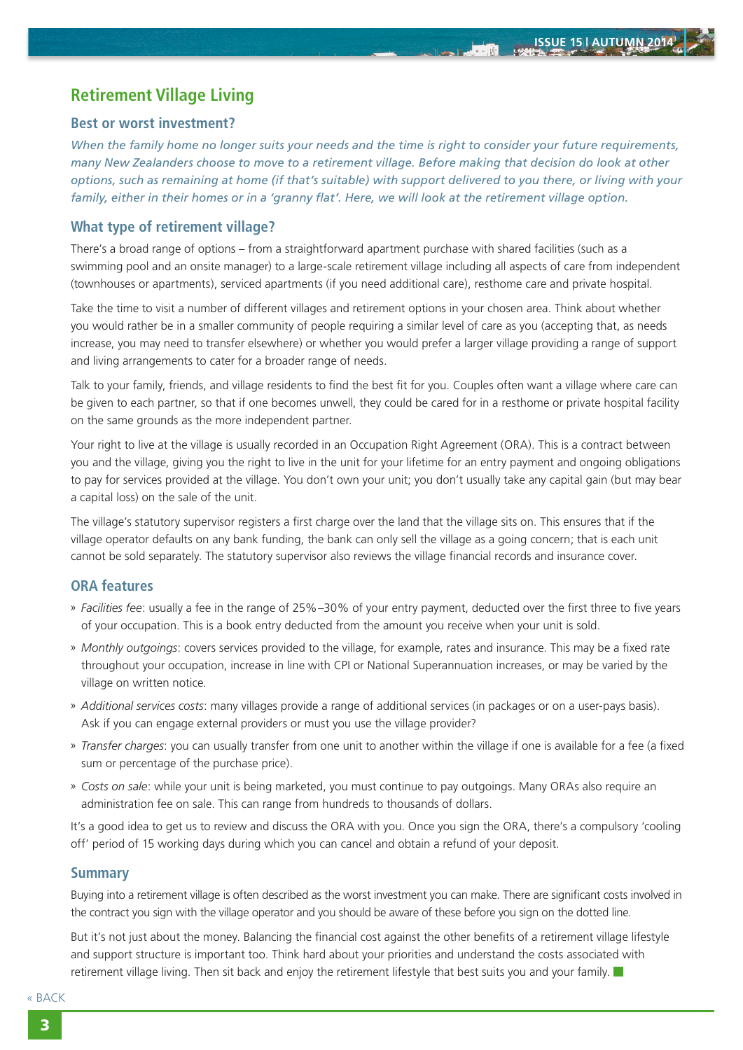## Retirement Village Living

### Best or worst investment?

*When the family home no longer suits your needs and the time is right to consider your future requirements, many New Zealanders choose to move to a retirement village. Before making that decision do look at other options, such as remaining at home (if that's suitable) with support delivered to you there, or living with your family, either in their homes or in a 'granny flat'. Here, we will look at the retirement village option.*

### What type of retirement village?

There's a broad range of options – from a straightforward apartment purchase with shared facilities (such as a swimming pool and an onsite manager) to a large-scale retirement village including all aspects of care from independent (townhouses or apartments), serviced apartments (if you need additional care), resthome care and private hospital.

Take the time to visit a number of different villages and retirement options in your chosen area. Think about whether you would rather be in a smaller community of people requiring a similar level of care as you (accepting that, as needs increase, you may need to transfer elsewhere) or whether you would prefer a larger village providing a range of support and living arrangements to cater for a broader range of needs.

Talk to your family, friends, and village residents to find the best fit for you. Couples often want a village where care can be given to each partner, so that if one becomes unwell, they could be cared for in a resthome or private hospital facility on the same grounds as the more independent partner.

Your right to live at the village is usually recorded in an Occupation Right Agreement (ORA). This is a contract between you and the village, giving you the right to live in the unit for your lifetime for an entry payment and ongoing obligations to pay for services provided at the village. You don't own your unit; you don't usually take any capital gain (but may bear a capital loss) on the sale of the unit.

The village's statutory supervisor registers a first charge over the land that the village sits on. This ensures that if the village operator defaults on any bank funding, the bank can only sell the village as a going concern; that is each unit cannot be sold separately. The statutory supervisor also reviews the village financial records and insurance cover.

### ORA features

- *Facilities fee*: usually a fee in the range of 25%–30% of your entry payment, deducted over the first three to five years of your occupation. This is a book entry deducted from the amount you receive when your unit is sold.
- *Monthly outgoings*: covers services provided to the village, for example, rates and insurance. This may be a fixed rate throughout your occupation, increase in line with CPI or National Superannuation increases, or may be varied by the village on written notice.
- *Additional services costs*: many villages provide a range of additional services (in packages or on a user-pays basis). Ask if you can engage external providers or must you use the village provider?
- *Transfer charges*: you can usually transfer from one unit to another within the village if one is available for a fee (a fixed sum or percentage of the purchase price).
- *Costs on sale*: while your unit is being marketed, you must continue to pay outgoings. Many ORAs also require an administration fee on sale. This can range from hundreds to thousands of dollars.

It's a good idea to get us to review and discuss the ORA with you. Once you sign the ORA, there's a compulsory 'cooling off' period of 15 working days during which you can cancel and obtain a refund of your deposit.

### Summary

Buying into a retirement village is often described as the worst investment you can make. There are significant costs involved in the contract you sign with the village operator and you should be aware of these before you sign on the dotted line.

But it's not just about the money. Balancing the financial cost against the other benefits of a retirement village lifestyle and support structure is important too. Think hard about your priorities and understand the costs associated with retirement village living. Then sit back and enjoy the retirement lifestyle that best suits you and your family.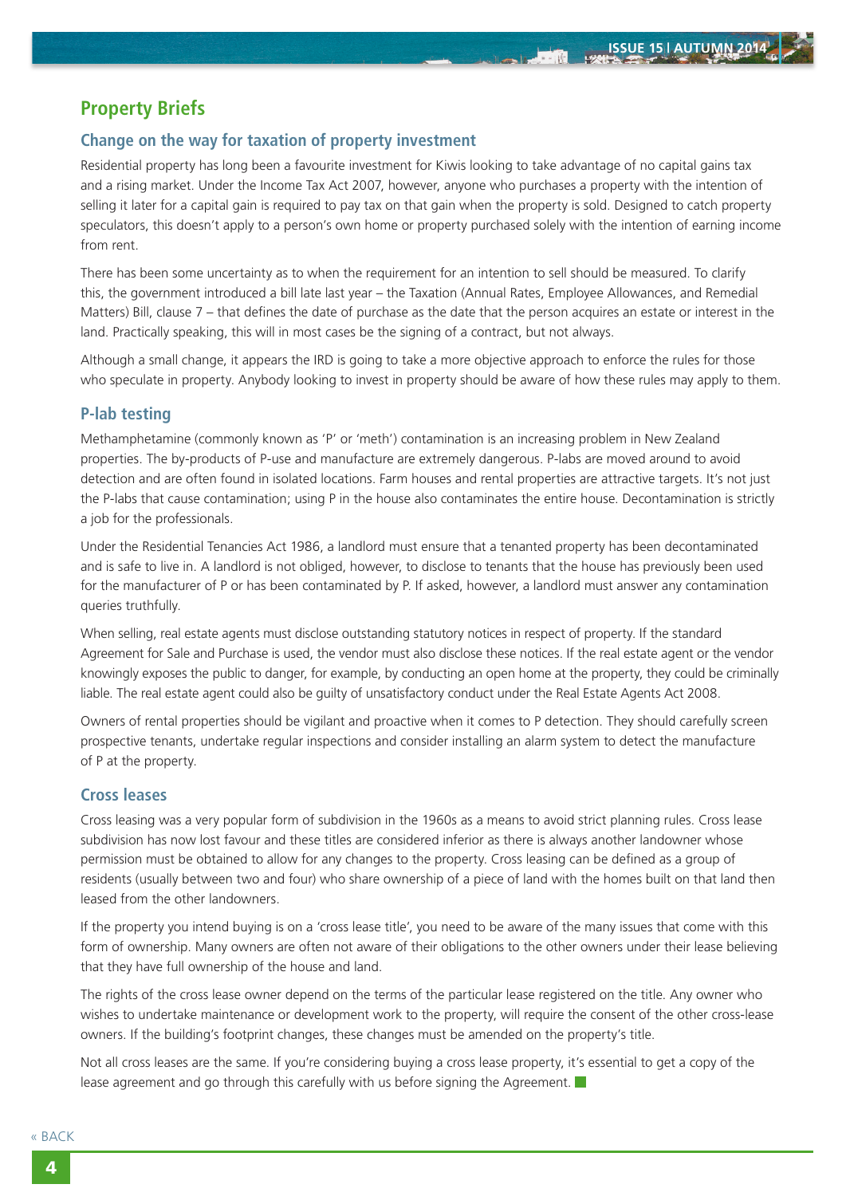## Property Briefs

### Change on the way for taxation of property investment

Residential property has long been a favourite investment for Kiwis looking to take advantage of no capital gains tax and a rising market. Under the Income Tax Act 2007, however, anyone who purchases a property with the intention of selling it later for a capital gain is required to pay tax on that gain when the property is sold. Designed to catch property speculators, this doesn't apply to a person's own home or property purchased solely with the intention of earning income from rent.

There has been some uncertainty as to when the requirement for an intention to sell should be measured. To clarify this, the government introduced a bill late last year – the Taxation (Annual Rates, Employee Allowances, and Remedial Matters) Bill, clause 7 – that defines the date of purchase as the date that the person acquires an estate or interest in the land. Practically speaking, this will in most cases be the signing of a contract, but not always.

Although a small change, it appears the IRD is going to take a more objective approach to enforce the rules for those who speculate in property. Anybody looking to invest in property should be aware of how these rules may apply to them.

### P-lab testing

Methamphetamine (commonly known as 'P' or 'meth') contamination is an increasing problem in New Zealand properties. The by-products of P-use and manufacture are extremely dangerous. P-labs are moved around to avoid detection and are often found in isolated locations. Farm houses and rental properties are attractive targets. It's not just the P-labs that cause contamination; using P in the house also contaminates the entire house. Decontamination is strictly a job for the professionals.

Under the Residential Tenancies Act 1986, a landlord must ensure that a tenanted property has been decontaminated and is safe to live in. A landlord is not obliged, however, to disclose to tenants that the house has previously been used for the manufacturer of P or has been contaminated by P. If asked, however, a landlord must answer any contamination queries truthfully.

When selling, real estate agents must disclose outstanding statutory notices in respect of property. If the standard Agreement for Sale and Purchase is used, the vendor must also disclose these notices. If the real estate agent or the vendor knowingly exposes the public to danger, for example, by conducting an open home at the property, they could be criminally liable. The real estate agent could also be guilty of unsatisfactory conduct under the Real Estate Agents Act 2008.

Owners of rental properties should be vigilant and proactive when it comes to P detection. They should carefully screen prospective tenants, undertake regular inspections and consider installing an alarm system to detect the manufacture of P at the property.

### Cross leases

Cross leasing was a very popular form of subdivision in the 1960s as a means to avoid strict planning rules. Cross lease subdivision has now lost favour and these titles are considered inferior as there is always another landowner whose permission must be obtained to allow for any changes to the property. Cross leasing can be defined as a group of residents (usually between two and four) who share ownership of a piece of land with the homes built on that land then leased from the other landowners.

If the property you intend buying is on a 'cross lease title', you need to be aware of the many issues that come with this form of ownership. Many owners are often not aware of their obligations to the other owners under their lease believing that they have full ownership of the house and land.

The rights of the cross lease owner depend on the terms of the particular lease registered on the title. Any owner who wishes to undertake maintenance or development work to the property, will require the consent of the other cross-lease owners. If the building's footprint changes, these changes must be amended on the property's title.

Not all cross leases are the same. If you're considering buying a cross lease property, it's essential to get a copy of the lease agreement and go through this carefully with us before signing the Agreement.

« BACK